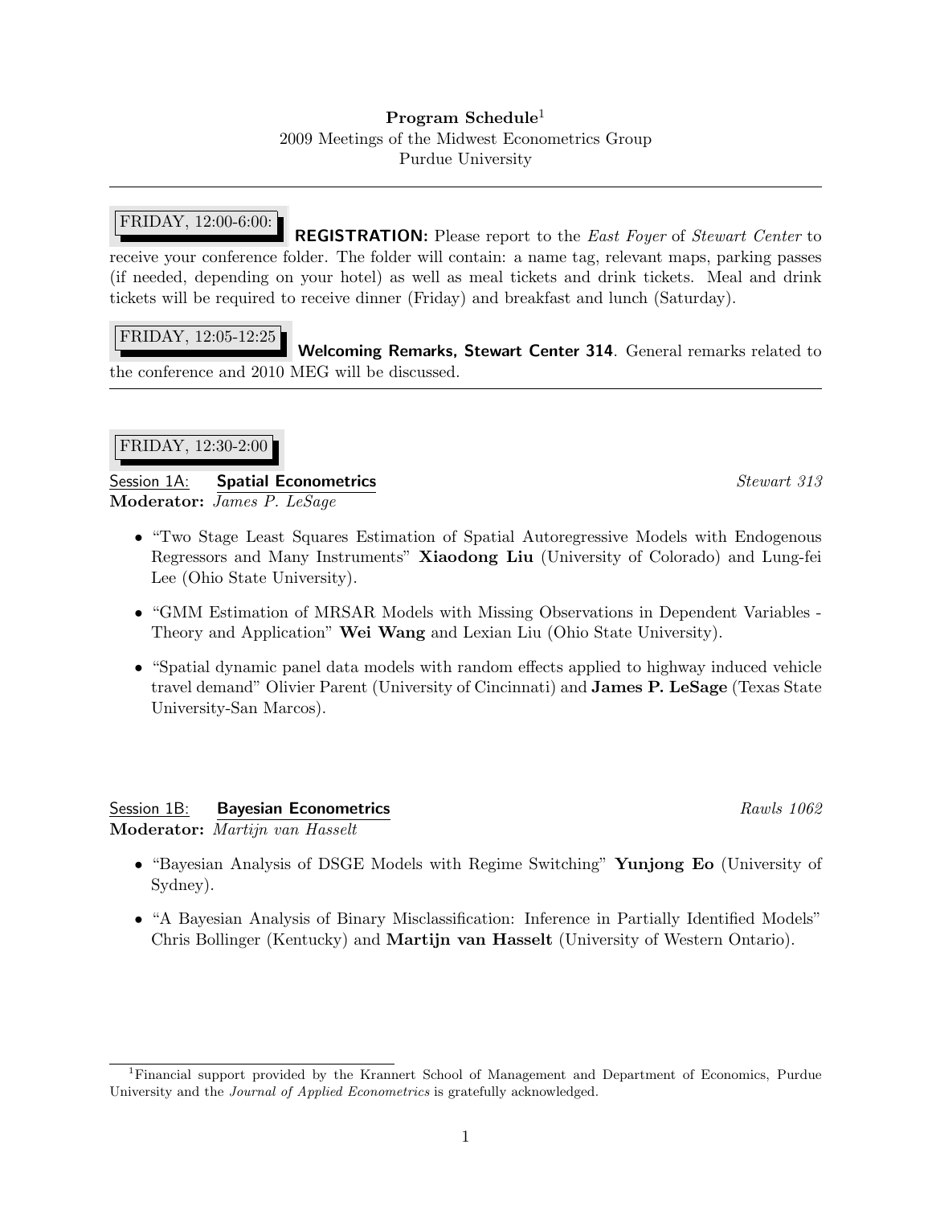**Program Schedule**[1]
2009 Meetings of the Midwest Econometrics Group
Purdue University

---

FRIDAY, 12:00-6:00: **REGISTRATION:** Please report to the *East Foyer* of *Stewart Center* to receive your conference folder. The folder will contain: a name tag, relevant maps, parking passes (if needed, depending on your hotel) as well as meal tickets and drink tickets. Meal and drink tickets will be required to receive dinner (Friday) and breakfast and lunch (Saturday).

FRIDAY, 12:05-12:25 **Welcoming Remarks, Stewart Center 314**. General remarks related to the conference and 2010 MEG will be discussed.

---

FRIDAY, 12:30-2:00

Session 1A: **Spatial Econometrics** *Stewart 313*
**Moderator:** *James P. LeSage*

- "Two Stage Least Squares Estimation of Spatial Autoregressive Models with Endogenous Regressors and Many Instruments" **Xiaodong Liu** (University of Colorado) and Lung-fei Lee (Ohio State University).
- "GMM Estimation of MRSAR Models with Missing Observations in Dependent Variables - Theory and Application" **Wei Wang** and Lexian Liu (Ohio State University).
- "Spatial dynamic panel data models with random effects applied to highway induced vehicle travel demand" Olivier Parent (University of Cincinnati) and **James P. LeSage** (Texas State University-San Marcos).

Session 1B: **Bayesian Econometrics** *Rawls 1062*
**Moderator:** *Martijn van Hasselt*

- "Bayesian Analysis of DSGE Models with Regime Switching" **Yunjong Eo** (University of Sydney).
- "A Bayesian Analysis of Binary Misclassification: Inference in Partially Identified Models" Chris Bollinger (Kentucky) and **Martijn van Hasselt** (University of Western Ontario).

---

[1] Financial support provided by the Krannert School of Management and Department of Economics, Purdue University and the *Journal of Applied Econometrics* is gratefully acknowledged.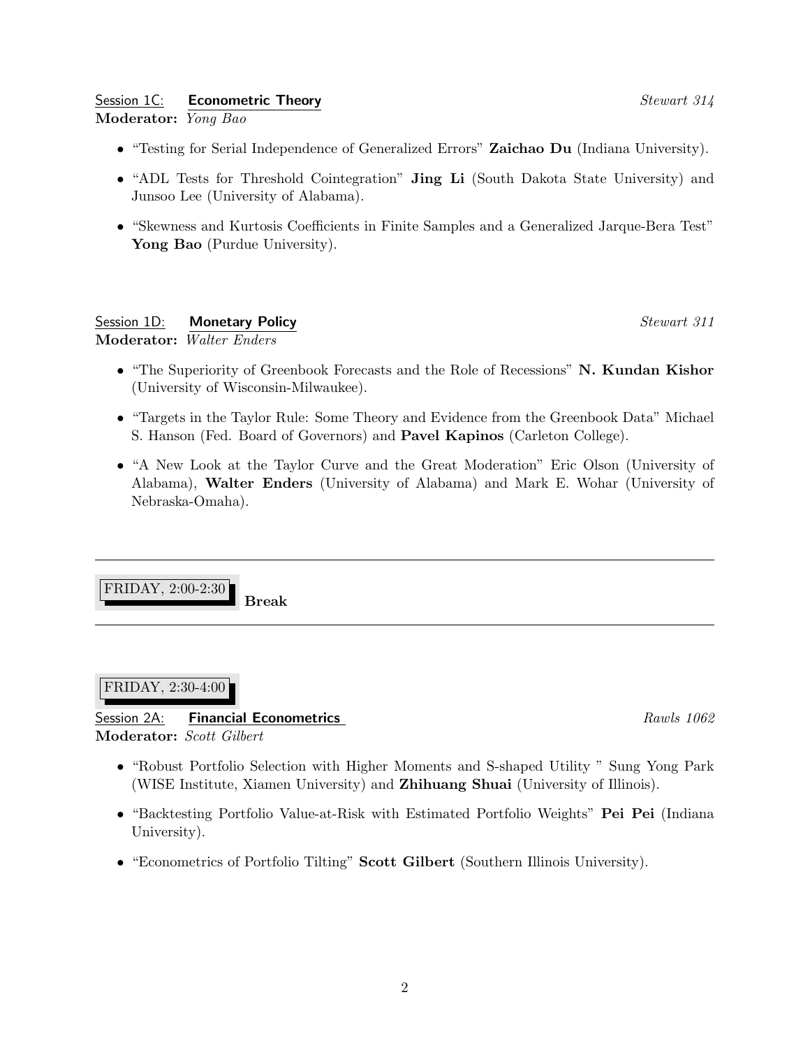Session 1C: **Econometric Theory** *Stewart 314*
**Moderator:** *Yong Bao*

- "Testing for Serial Independence of Generalized Errors" **Zaichao Du** (Indiana University).
- "ADL Tests for Threshold Cointegration" **Jing Li** (South Dakota State University) and Junsoo Lee (University of Alabama).
- "Skewness and Kurtosis Coefficients in Finite Samples and a Generalized Jarque-Bera Test" **Yong Bao** (Purdue University).

Session 1D: **Monetary Policy** *Stewart 311*
**Moderator:** *Walter Enders*

- "The Superiority of Greenbook Forecasts and the Role of Recessions" **N. Kundan Kishor** (University of Wisconsin-Milwaukee).
- "Targets in the Taylor Rule: Some Theory and Evidence from the Greenbook Data" Michael S. Hanson (Fed. Board of Governors) and **Pavel Kapinos** (Carleton College).
- "A New Look at the Taylor Curve and the Great Moderation" Eric Olson (University of Alabama), **Walter Enders** (University of Alabama) and Mark E. Wohar (University of Nebraska-Omaha).

---

FRIDAY, 2:00-2:30 **Break**

---

FRIDAY, 2:30-4:00

Session 2A: **Financial Econometrics** *Rawls 1062*
**Moderator:** *Scott Gilbert*

- "Robust Portfolio Selection with Higher Moments and S-shaped Utility " Sung Yong Park (WISE Institute, Xiamen University) and **Zhihuang Shuai** (University of Illinois).
- "Backtesting Portfolio Value-at-Risk with Estimated Portfolio Weights" **Pei Pei** (Indiana University).
- "Econometrics of Portfolio Tilting" **Scott Gilbert** (Southern Illinois University).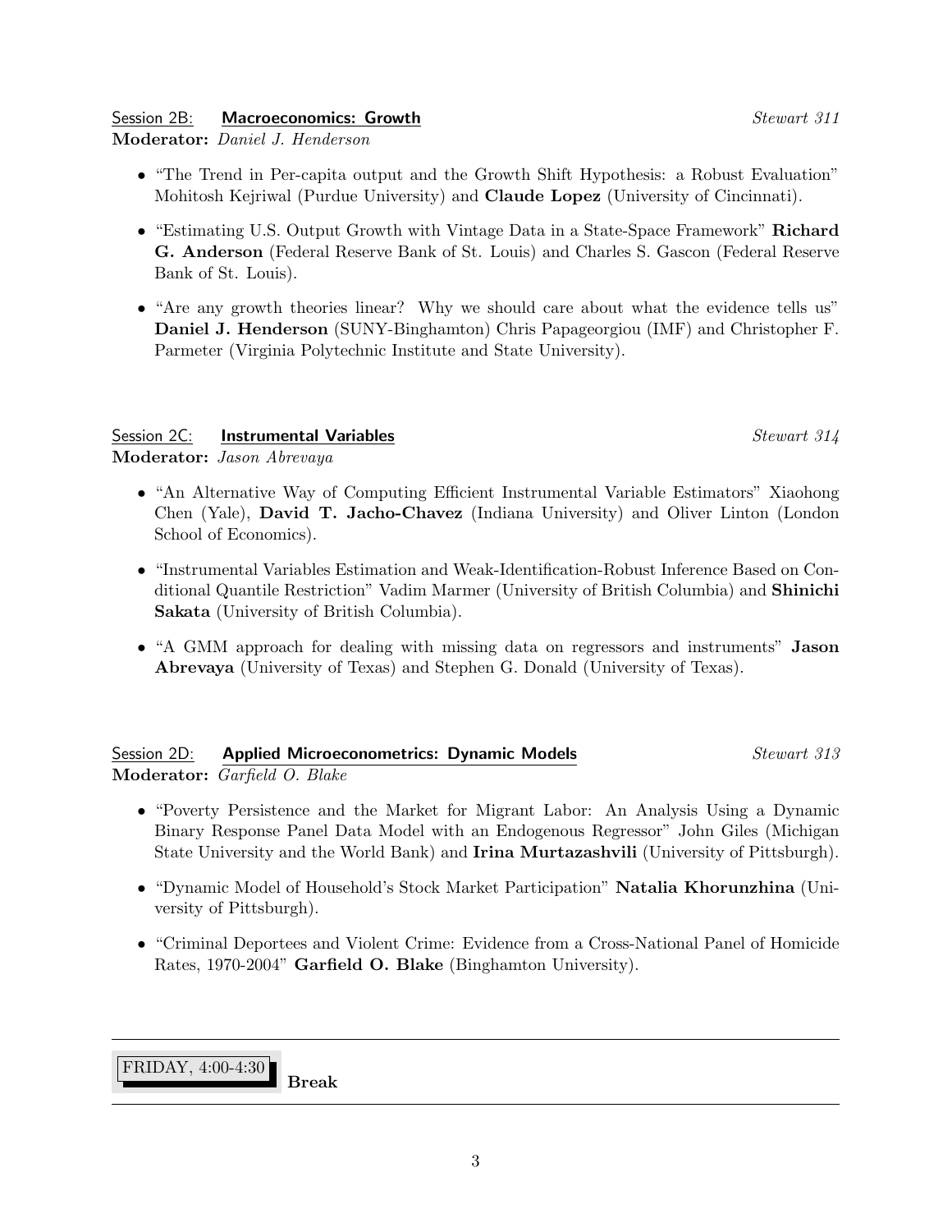### Session 2B: **Macroeconomics: Growth** *Stewart 311*

**Moderator:** *Daniel J. Henderson*

- "The Trend in Per-capita output and the Growth Shift Hypothesis: a Robust Evaluation" Mohitosh Kejriwal (Purdue University) and **Claude Lopez** (University of Cincinnati).
- "Estimating U.S. Output Growth with Vintage Data in a State-Space Framework" **Richard G. Anderson** (Federal Reserve Bank of St. Louis) and Charles S. Gascon (Federal Reserve Bank of St. Louis).
- "Are any growth theories linear? Why we should care about what the evidence tells us" **Daniel J. Henderson** (SUNY-Binghamton) Chris Papageorgiou (IMF) and Christopher F. Parmeter (Virginia Polytechnic Institute and State University).

### Session 2C: **Instrumental Variables** *Stewart 314*

**Moderator:** *Jason Abrevaya*

- "An Alternative Way of Computing Efficient Instrumental Variable Estimators" Xiaohong Chen (Yale), **David T. Jacho-Chavez** (Indiana University) and Oliver Linton (London School of Economics).
- "Instrumental Variables Estimation and Weak-Identification-Robust Inference Based on Conditional Quantile Restriction" Vadim Marmer (University of British Columbia) and **Shinichi Sakata** (University of British Columbia).
- "A GMM approach for dealing with missing data on regressors and instruments" **Jason Abrevaya** (University of Texas) and Stephen G. Donald (University of Texas).

### Session 2D: **Applied Microeconometrics: Dynamic Models** *Stewart 313*

**Moderator:** *Garfield O. Blake*

- "Poverty Persistence and the Market for Migrant Labor: An Analysis Using a Dynamic Binary Response Panel Data Model with an Endogenous Regressor" John Giles (Michigan State University and the World Bank) and **Irina Murtazashvili** (University of Pittsburgh).
- "Dynamic Model of Household's Stock Market Participation" **Natalia Khorunzhina** (University of Pittsburgh).
- "Criminal Deportees and Violent Crime: Evidence from a Cross-National Panel of Homicide Rates, 1970-2004" **Garfield O. Blake** (Binghamton University).

---

FRIDAY, 4:00-4:30 **Break**

---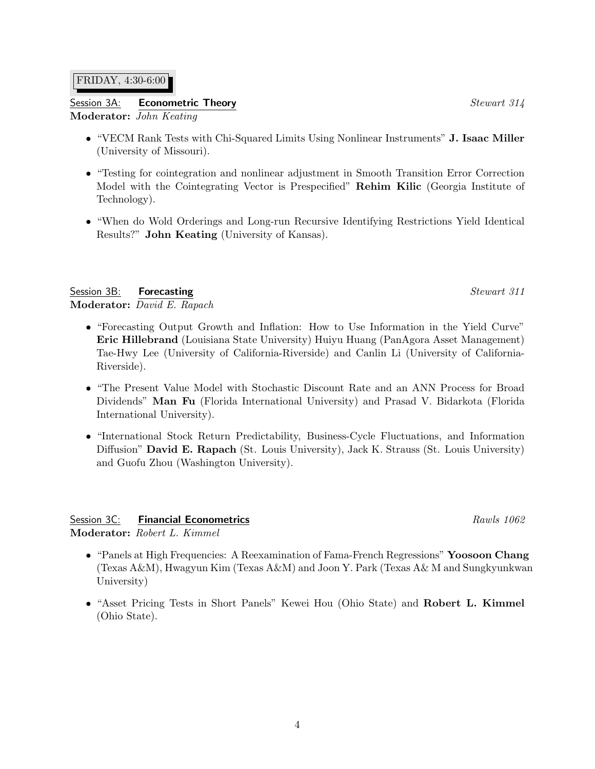FRIDAY, 4:30-6:00

## Session 3A: **Econometric Theory** *Stewart 314*

**Moderator:** *John Keating*

- "VECM Rank Tests with Chi-Squared Limits Using Nonlinear Instruments" **J. Isaac Miller** (University of Missouri).
- "Testing for cointegration and nonlinear adjustment in Smooth Transition Error Correction Model with the Cointegrating Vector is Prespecified" **Rehim Kilic** (Georgia Institute of Technology).
- "When do Wold Orderings and Long-run Recursive Identifying Restrictions Yield Identical Results?" **John Keating** (University of Kansas).

## Session 3B: **Forecasting** *Stewart 311*

**Moderator:** *David E. Rapach*

- "Forecasting Output Growth and Inflation: How to Use Information in the Yield Curve" **Eric Hillebrand** (Louisiana State University) Huiyu Huang (PanAgora Asset Management) Tae-Hwy Lee (University of California-Riverside) and Canlin Li (University of California-Riverside).
- "The Present Value Model with Stochastic Discount Rate and an ANN Process for Broad Dividends" **Man Fu** (Florida International University) and Prasad V. Bidarkota (Florida International University).
- "International Stock Return Predictability, Business-Cycle Fluctuations, and Information Diffusion" **David E. Rapach** (St. Louis University), Jack K. Strauss (St. Louis University) and Guofu Zhou (Washington University).

## Session 3C: **Financial Econometrics** *Rawls 1062*

**Moderator:** *Robert L. Kimmel*

- "Panels at High Frequencies: A Reexamination of Fama-French Regressions" **Yoosoon Chang** (Texas A&M), Hwagyun Kim (Texas A&M) and Joon Y. Park (Texas A& M and Sungkyunkwan University)
- "Asset Pricing Tests in Short Panels" Kewei Hou (Ohio State) and **Robert L. Kimmel** (Ohio State).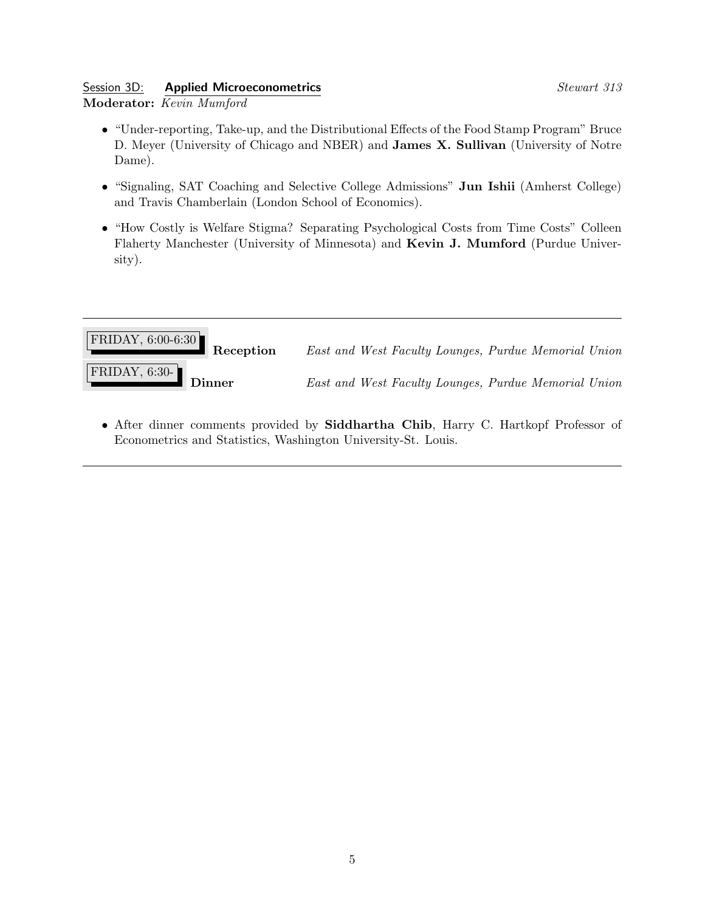Session 3D: **Applied Microeconometrics** *Stewart 313*

**Moderator:** *Kevin Mumford*

- "Under-reporting, Take-up, and the Distributional Effects of the Food Stamp Program" Bruce D. Meyer (University of Chicago and NBER) and **James X. Sullivan** (University of Notre Dame).
- "Signaling, SAT Coaching and Selective College Admissions" **Jun Ishii** (Amherst College) and Travis Chamberlain (London School of Economics).
- "How Costly is Welfare Stigma? Separating Psychological Costs from Time Costs" Colleen Flaherty Manchester (University of Minnesota) and **Kevin J. Mumford** (Purdue University).

---

FRIDAY, 6:00-6:30 **Reception** *East and West Faculty Lounges, Purdue Memorial Union*

FRIDAY, 6:30- **Dinner** *East and West Faculty Lounges, Purdue Memorial Union*

- After dinner comments provided by **Siddhartha Chib**, Harry C. Hartkopf Professor of Econometrics and Statistics, Washington University-St. Louis.

---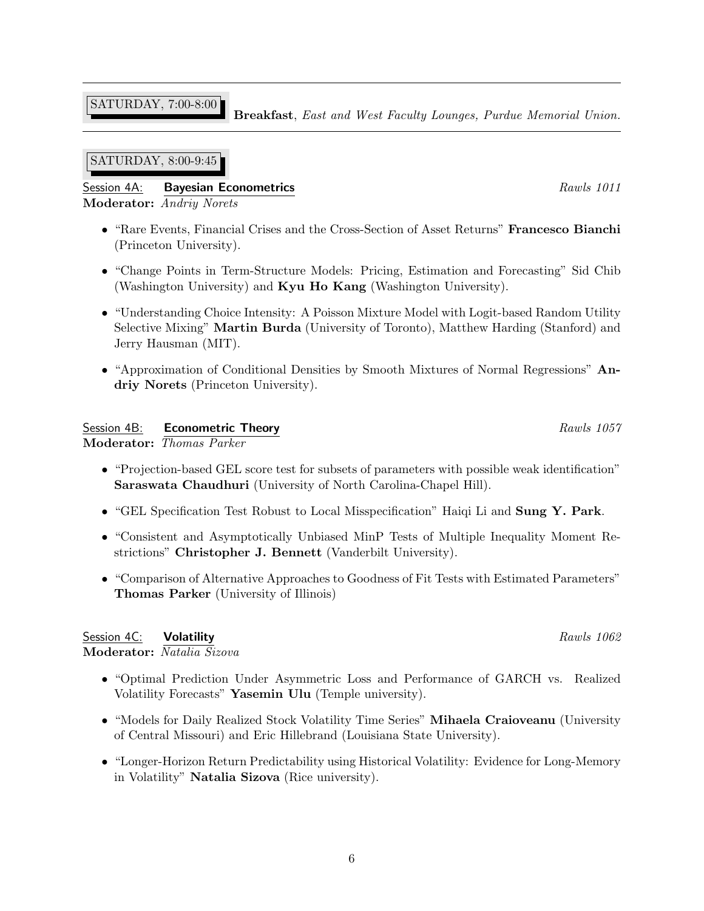---

SATURDAY, 7:00-8:00 **Breakfast**, *East and West Faculty Lounges, Purdue Memorial Union.*

---

SATURDAY, 8:00-9:45

### Session 4A: **Bayesian Econometrics** — *Rawls 1011*

**Moderator:** *Andriy Norets*

- "Rare Events, Financial Crises and the Cross-Section of Asset Returns" **Francesco Bianchi** (Princeton University).
- "Change Points in Term-Structure Models: Pricing, Estimation and Forecasting" Sid Chib (Washington University) and **Kyu Ho Kang** (Washington University).
- "Understanding Choice Intensity: A Poisson Mixture Model with Logit-based Random Utility Selective Mixing" **Martin Burda** (University of Toronto), Matthew Harding (Stanford) and Jerry Hausman (MIT).
- "Approximation of Conditional Densities by Smooth Mixtures of Normal Regressions" **Andriy Norets** (Princeton University).

### Session 4B: **Econometric Theory** — *Rawls 1057*

**Moderator:** *Thomas Parker*

- "Projection-based GEL score test for subsets of parameters with possible weak identification" **Saraswata Chaudhuri** (University of North Carolina-Chapel Hill).
- "GEL Specification Test Robust to Local Misspecification" Haiqi Li and **Sung Y. Park**.
- "Consistent and Asymptotically Unbiased MinP Tests of Multiple Inequality Moment Restrictions" **Christopher J. Bennett** (Vanderbilt University).
- "Comparison of Alternative Approaches to Goodness of Fit Tests with Estimated Parameters" **Thomas Parker** (University of Illinois)

### Session 4C: **Volatility** — *Rawls 1062*

**Moderator:** *Natalia Sizova*

- "Optimal Prediction Under Asymmetric Loss and Performance of GARCH vs. Realized Volatility Forecasts" **Yasemin Ulu** (Temple university).
- "Models for Daily Realized Stock Volatility Time Series" **Mihaela Craioveanu** (University of Central Missouri) and Eric Hillebrand (Louisiana State University).
- "Longer-Horizon Return Predictability using Historical Volatility: Evidence for Long-Memory in Volatility" **Natalia Sizova** (Rice university).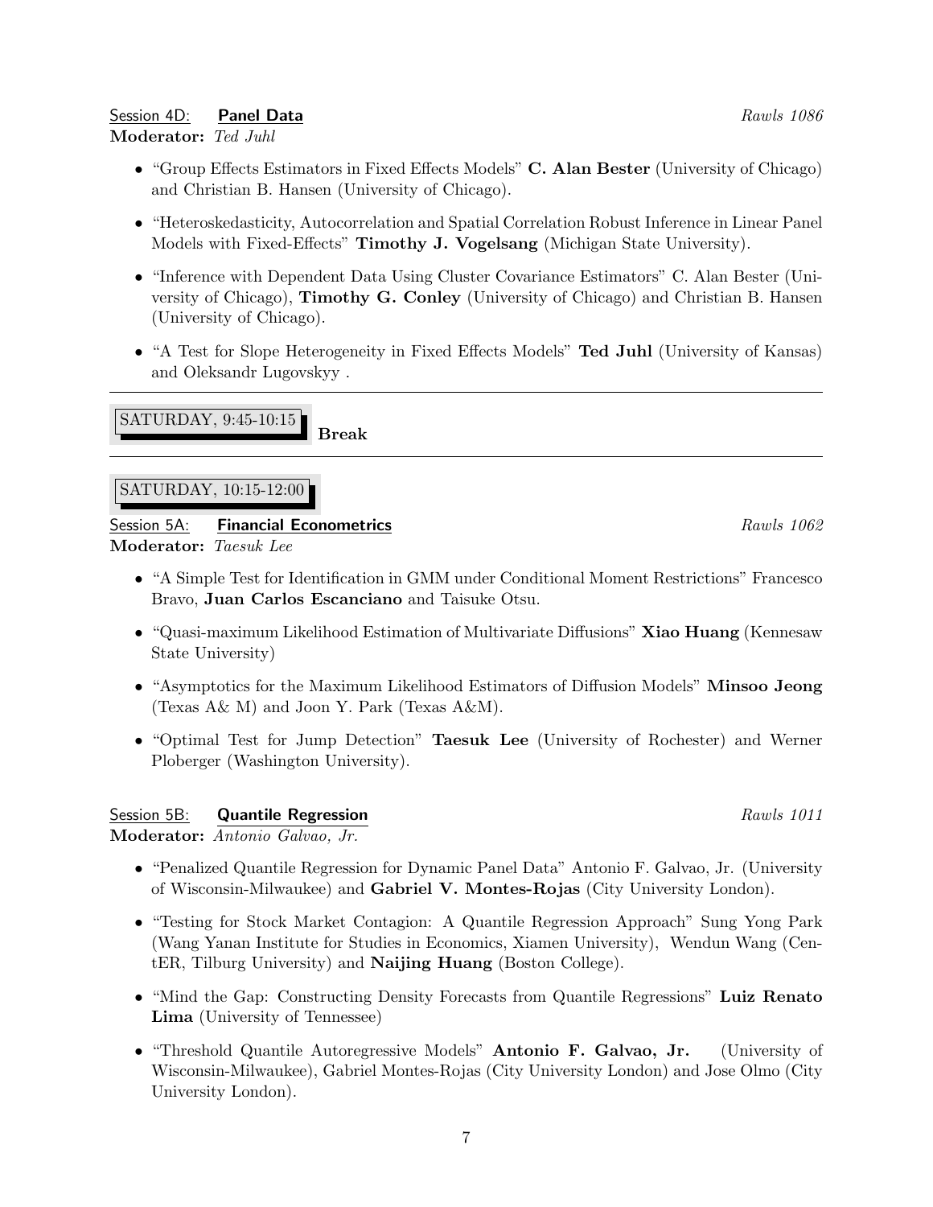Session 4D: **Panel Data** *Rawls 1086*
**Moderator:** *Ted Juhl*

- "Group Effects Estimators in Fixed Effects Models" **C. Alan Bester** (University of Chicago) and Christian B. Hansen (University of Chicago).
- "Heteroskedasticity, Autocorrelation and Spatial Correlation Robust Inference in Linear Panel Models with Fixed-Effects" **Timothy J. Vogelsang** (Michigan State University).
- "Inference with Dependent Data Using Cluster Covariance Estimators" C. Alan Bester (University of Chicago), **Timothy G. Conley** (University of Chicago) and Christian B. Hansen (University of Chicago).
- "A Test for Slope Heterogeneity in Fixed Effects Models" **Ted Juhl** (University of Kansas) and Oleksandr Lugovskyy .

---

SATURDAY, 9:45-10:15 **Break**

---

SATURDAY, 10:15-12:00

Session 5A: **Financial Econometrics** *Rawls 1062*
**Moderator:** *Taesuk Lee*

- "A Simple Test for Identification in GMM under Conditional Moment Restrictions" Francesco Bravo, **Juan Carlos Escanciano** and Taisuke Otsu.
- "Quasi-maximum Likelihood Estimation of Multivariate Diffusions" **Xiao Huang** (Kennesaw State University)
- "Asymptotics for the Maximum Likelihood Estimators of Diffusion Models" **Minsoo Jeong** (Texas A& M) and Joon Y. Park (Texas A&M).
- "Optimal Test for Jump Detection" **Taesuk Lee** (University of Rochester) and Werner Ploberger (Washington University).

Session 5B: **Quantile Regression** *Rawls 1011*
**Moderator:** *Antonio Galvao, Jr.*

- "Penalized Quantile Regression for Dynamic Panel Data" Antonio F. Galvao, Jr. (University of Wisconsin-Milwaukee) and **Gabriel V. Montes-Rojas** (City University London).
- "Testing for Stock Market Contagion: A Quantile Regression Approach" Sung Yong Park (Wang Yanan Institute for Studies in Economics, Xiamen University), Wendun Wang (CentER, Tilburg University) and **Naijing Huang** (Boston College).
- "Mind the Gap: Constructing Density Forecasts from Quantile Regressions" **Luiz Renato Lima** (University of Tennessee)
- "Threshold Quantile Autoregressive Models" **Antonio F. Galvao, Jr.** (University of Wisconsin-Milwaukee), Gabriel Montes-Rojas (City University London) and Jose Olmo (City University London).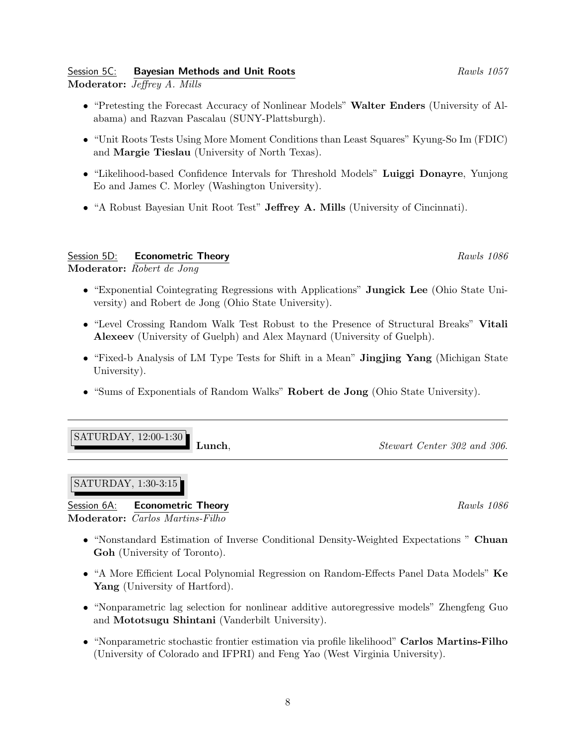Session 5C: **Bayesian Methods and Unit Roots** *Rawls 1057*
**Moderator:** *Jeffrey A. Mills*

- "Pretesting the Forecast Accuracy of Nonlinear Models" **Walter Enders** (University of Alabama) and Razvan Pascalau (SUNY-Plattsburgh).
- "Unit Roots Tests Using More Moment Conditions than Least Squares" Kyung-So Im (FDIC) and **Margie Tieslau** (University of North Texas).
- "Likelihood-based Confidence Intervals for Threshold Models" **Luiggi Donayre**, Yunjong Eo and James C. Morley (Washington University).
- "A Robust Bayesian Unit Root Test" **Jeffrey A. Mills** (University of Cincinnati).

Session 5D: **Econometric Theory** *Rawls 1086*
**Moderator:** *Robert de Jong*

- "Exponential Cointegrating Regressions with Applications" **Jungick Lee** (Ohio State University) and Robert de Jong (Ohio State University).
- "Level Crossing Random Walk Test Robust to the Presence of Structural Breaks" **Vitali Alexeev** (University of Guelph) and Alex Maynard (University of Guelph).
- "Fixed-b Analysis of LM Type Tests for Shift in a Mean" **Jingjing Yang** (Michigan State University).
- "Sums of Exponentials of Random Walks" **Robert de Jong** (Ohio State University).

---

SATURDAY, 12:00-1:30 **Lunch**, *Stewart Center 302 and 306.*

---

SATURDAY, 1:30-3:15

Session 6A: **Econometric Theory** *Rawls 1086*
**Moderator:** *Carlos Martins-Filho*

- "Nonstandard Estimation of Inverse Conditional Density-Weighted Expectations " **Chuan Goh** (University of Toronto).
- "A More Efficient Local Polynomial Regression on Random-Effects Panel Data Models" **Ke Yang** (University of Hartford).
- "Nonparametric lag selection for nonlinear additive autoregressive models" Zhengfeng Guo and **Mototsugu Shintani** (Vanderbilt University).
- "Nonparametric stochastic frontier estimation via profile likelihood" **Carlos Martins-Filho** (University of Colorado and IFPRI) and Feng Yao (West Virginia University).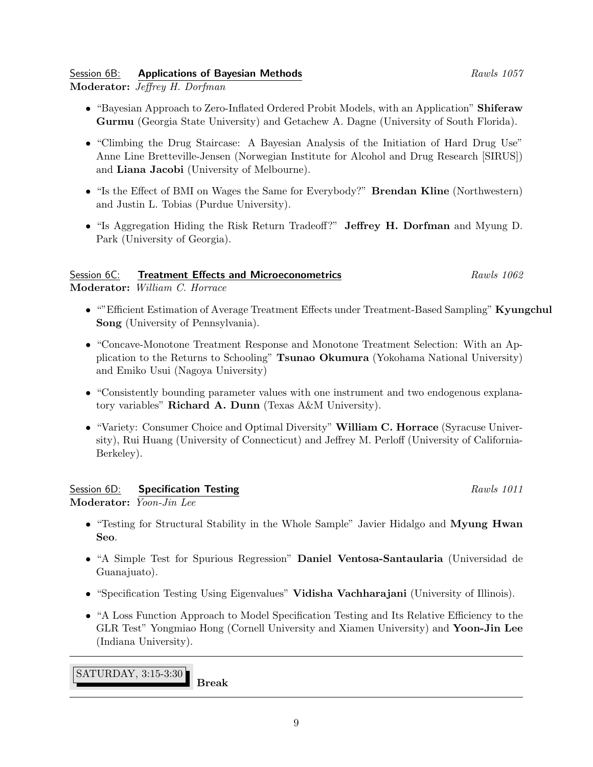### Session 6B: **Applications of Bayesian Methods** *Rawls 1057*

**Moderator:** *Jeffrey H. Dorfman*

- "Bayesian Approach to Zero-Inflated Ordered Probit Models, with an Application" **Shiferaw Gurmu** (Georgia State University) and Getachew A. Dagne (University of South Florida).
- "Climbing the Drug Staircase: A Bayesian Analysis of the Initiation of Hard Drug Use" Anne Line Bretteville-Jensen (Norwegian Institute for Alcohol and Drug Research [SIRUS]) and **Liana Jacobi** (University of Melbourne).
- "Is the Effect of BMI on Wages the Same for Everybody?" **Brendan Kline** (Northwestern) and Justin L. Tobias (Purdue University).
- "Is Aggregation Hiding the Risk Return Tradeoff?" **Jeffrey H. Dorfman** and Myung D. Park (University of Georgia).

### Session 6C: **Treatment Effects and Microeconometrics** *Rawls 1062*

**Moderator:** *William C. Horrace*

- ""Efficient Estimation of Average Treatment Effects under Treatment-Based Sampling" **Kyungchul Song** (University of Pennsylvania).
- "Concave-Monotone Treatment Response and Monotone Treatment Selection: With an Application to the Returns to Schooling" **Tsunao Okumura** (Yokohama National University) and Emiko Usui (Nagoya University)
- "Consistently bounding parameter values with one instrument and two endogenous explanatory variables" **Richard A. Dunn** (Texas A&M University).
- "Variety: Consumer Choice and Optimal Diversity" **William C. Horrace** (Syracuse University), Rui Huang (University of Connecticut) and Jeffrey M. Perloff (University of California-Berkeley).

### Session 6D: **Specification Testing** *Rawls 1011*

**Moderator:** *Yoon-Jin Lee*

- "Testing for Structural Stability in the Whole Sample" Javier Hidalgo and **Myung Hwan Seo**.
- "A Simple Test for Spurious Regression" **Daniel Ventosa-Santaularia** (Universidad de Guanajuato).
- "Specification Testing Using Eigenvalues" **Vidisha Vachharajani** (University of Illinois).
- "A Loss Function Approach to Model Specification Testing and Its Relative Efficiency to the GLR Test" Yongmiao Hong (Cornell University and Xiamen University) and **Yoon-Jin Lee** (Indiana University).

---

SATURDAY, 3:15-3:30 **Break**

---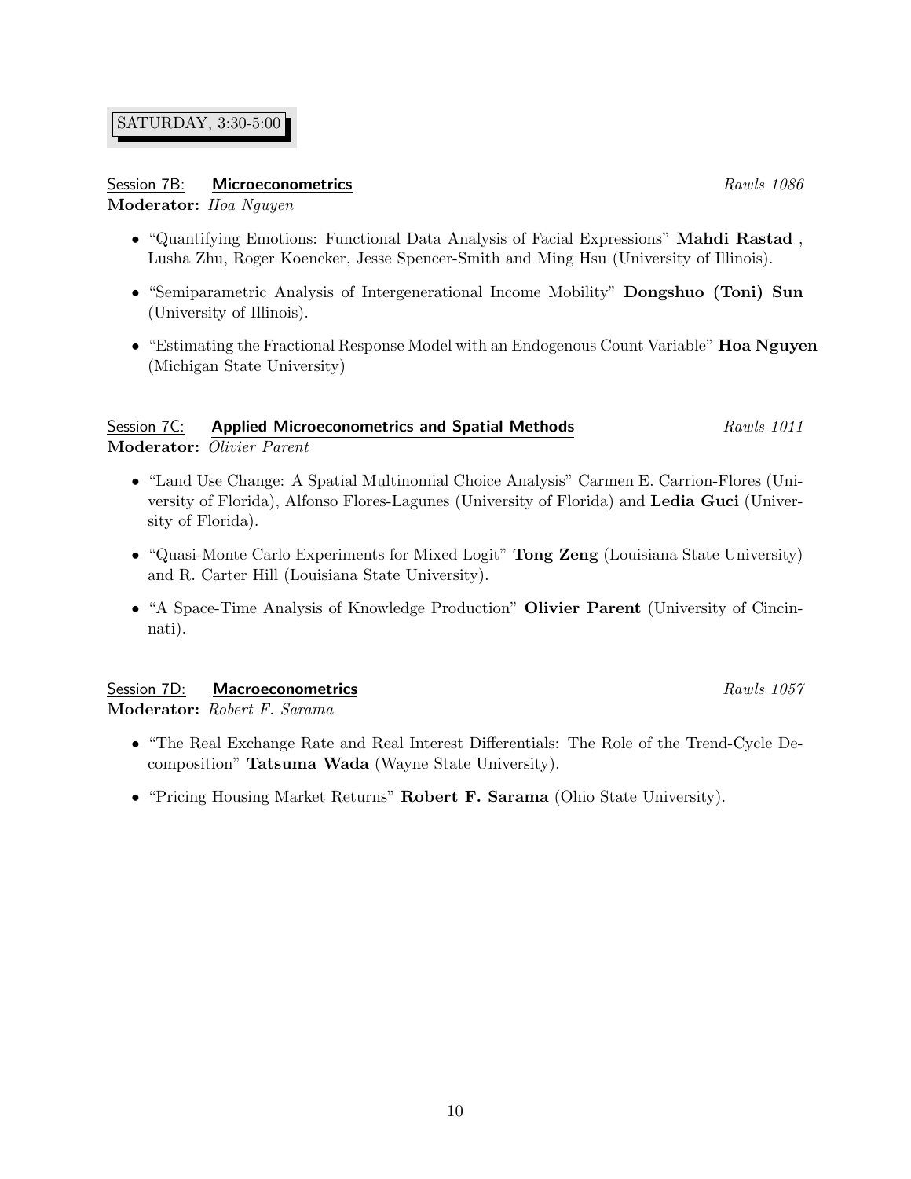SATURDAY, 3:30-5:00

## Session 7B: **Microeconometrics** *Rawls 1086*

**Moderator:** *Hoa Nguyen*

- "Quantifying Emotions: Functional Data Analysis of Facial Expressions" **Mahdi Rastad** , Lusha Zhu, Roger Koencker, Jesse Spencer-Smith and Ming Hsu (University of Illinois).
- "Semiparametric Analysis of Intergenerational Income Mobility" **Dongshuo (Toni) Sun** (University of Illinois).
- "Estimating the Fractional Response Model with an Endogenous Count Variable" **Hoa Nguyen** (Michigan State University)

## Session 7C: **Applied Microeconometrics and Spatial Methods** *Rawls 1011*

**Moderator:** *Olivier Parent*

- "Land Use Change: A Spatial Multinomial Choice Analysis" Carmen E. Carrion-Flores (University of Florida), Alfonso Flores-Lagunes (University of Florida) and **Ledia Guci** (University of Florida).
- "Quasi-Monte Carlo Experiments for Mixed Logit" **Tong Zeng** (Louisiana State University) and R. Carter Hill (Louisiana State University).
- "A Space-Time Analysis of Knowledge Production" **Olivier Parent** (University of Cincinnati).

## Session 7D: **Macroeconometrics** *Rawls 1057*

**Moderator:** *Robert F. Sarama*

- "The Real Exchange Rate and Real Interest Differentials: The Role of the Trend-Cycle Decomposition" **Tatsuma Wada** (Wayne State University).
- "Pricing Housing Market Returns" **Robert F. Sarama** (Ohio State University).